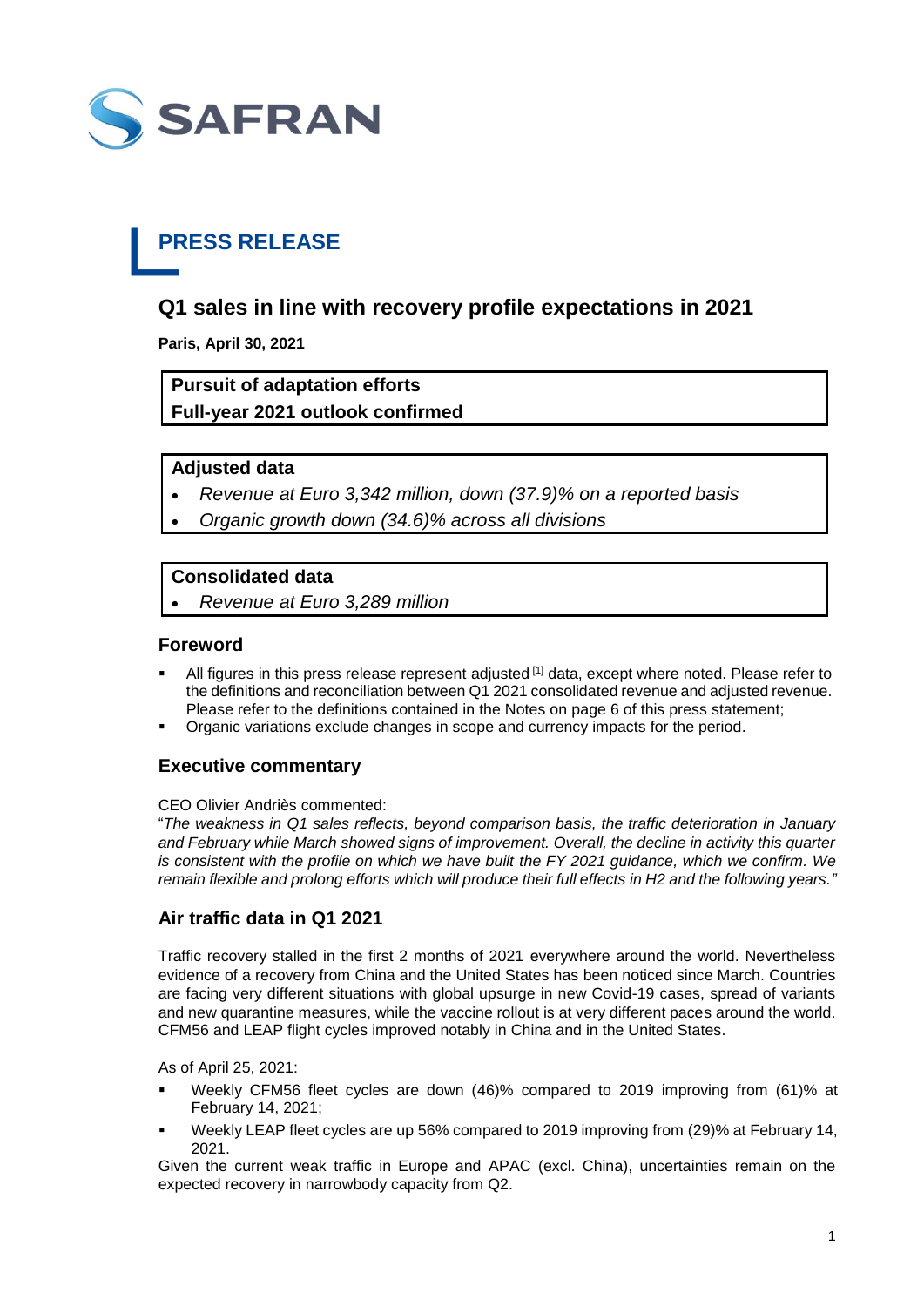**SAFRAN**

# PRESS RELEASE

## Q1 sales in line with recovery profile expectations in 2021

**Paris, April 30, 2021**

**Pursuit of adaptation efforts**
**Full-year 2021 outlook confirmed**

**Adjusted data**

- *Revenue at Euro 3,342 million, down (37.9)% on a reported basis*
- *Organic growth down (34.6)% across all divisions*

**Consolidated data**

- *Revenue at Euro 3,289 million*

### Foreword

- All figures in this press release represent adjusted [1] data, except where noted. Please refer to the definitions and reconciliation between Q1 2021 consolidated revenue and adjusted revenue. Please refer to the definitions contained in the Notes on page 6 of this press statement;
- Organic variations exclude changes in scope and currency impacts for the period.

### Executive commentary

CEO Olivier Andriès commented:
"*The weakness in Q1 sales reflects, beyond comparison basis, the traffic deterioration in January and February while March showed signs of improvement. Overall, the decline in activity this quarter is consistent with the profile on which we have built the FY 2021 guidance, which we confirm. We remain flexible and prolong efforts which will produce their full effects in H2 and the following years.*"

### Air traffic data in Q1 2021

Traffic recovery stalled in the first 2 months of 2021 everywhere around the world. Nevertheless evidence of a recovery from China and the United States has been noticed since March. Countries are facing very different situations with global upsurge in new Covid-19 cases, spread of variants and new quarantine measures, while the vaccine rollout is at very different paces around the world. CFM56 and LEAP flight cycles improved notably in China and in the United States.

As of April 25, 2021:

- Weekly CFM56 fleet cycles are down (46)% compared to 2019 improving from (61)% at February 14, 2021;
- Weekly LEAP fleet cycles are up 56% compared to 2019 improving from (29)% at February 14, 2021.

Given the current weak traffic in Europe and APAC (excl. China), uncertainties remain on the expected recovery in narrowbody capacity from Q2.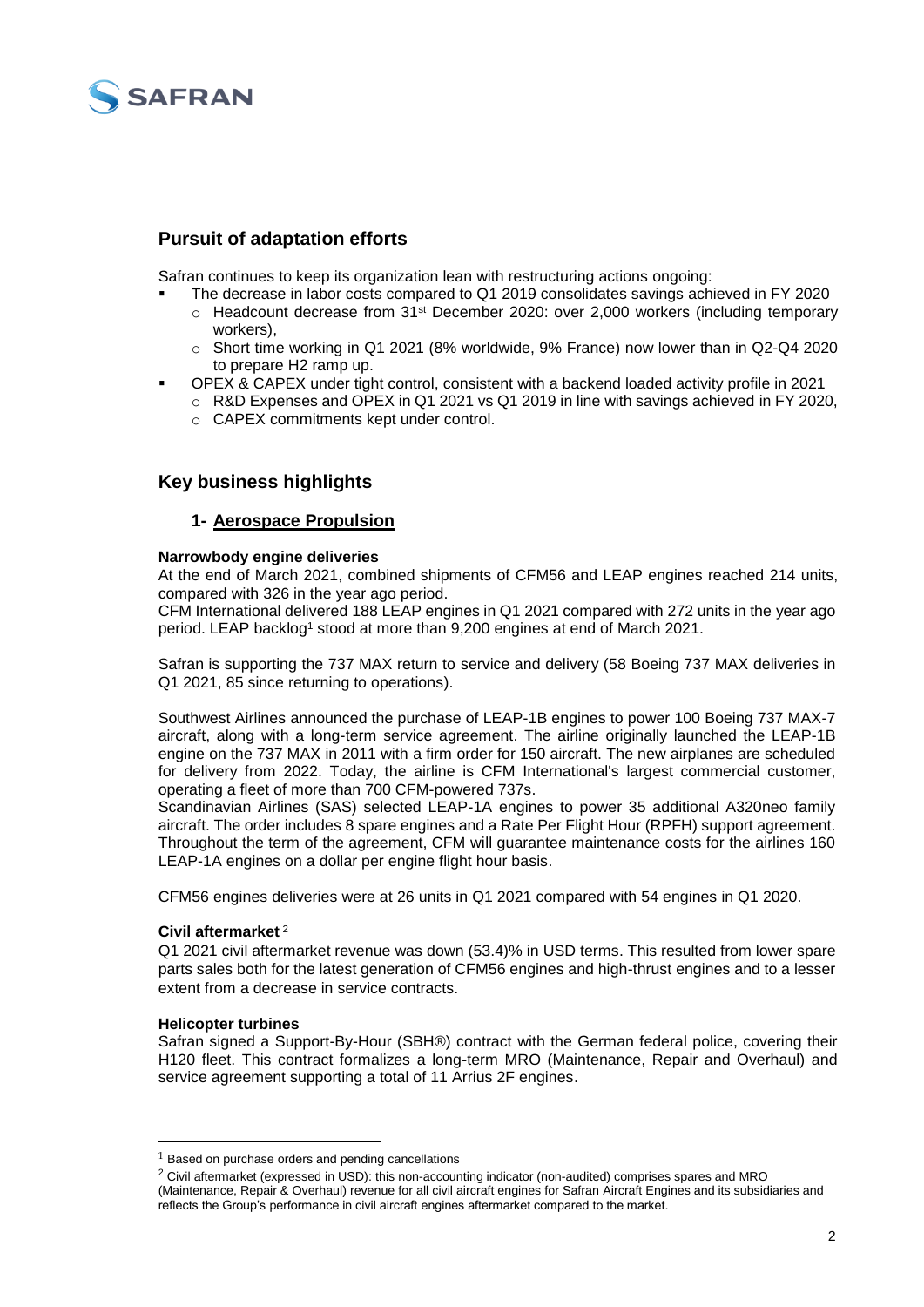## Pursuit of adaptation efforts

Safran continues to keep its organization lean with restructuring actions ongoing:

- The decrease in labor costs compared to Q1 2019 consolidates savings achieved in FY 2020
  - Headcount decrease from 31st December 2020: over 2,000 workers (including temporary workers),
  - Short time working in Q1 2021 (8% worldwide, 9% France) now lower than in Q2-Q4 2020 to prepare H2 ramp up.
- OPEX & CAPEX under tight control, consistent with a backend loaded activity profile in 2021
  - R&D Expenses and OPEX in Q1 2021 vs Q1 2019 in line with savings achieved in FY 2020,
  - CAPEX commitments kept under control.

## Key business highlights

### 1- Aerospace Propulsion

**Narrowbody engine deliveries**

At the end of March 2021, combined shipments of CFM56 and LEAP engines reached 214 units, compared with 326 in the year ago period.

CFM International delivered 188 LEAP engines in Q1 2021 compared with 272 units in the year ago period. LEAP backlog[1] stood at more than 9,200 engines at end of March 2021.

Safran is supporting the 737 MAX return to service and delivery (58 Boeing 737 MAX deliveries in Q1 2021, 85 since returning to operations).

Southwest Airlines announced the purchase of LEAP-1B engines to power 100 Boeing 737 MAX-7 aircraft, along with a long-term service agreement. The airline originally launched the LEAP-1B engine on the 737 MAX in 2011 with a firm order for 150 aircraft. The new airplanes are scheduled for delivery from 2022. Today, the airline is CFM International's largest commercial customer, operating a fleet of more than 700 CFM-powered 737s.

Scandinavian Airlines (SAS) selected LEAP-1A engines to power 35 additional A320neo family aircraft. The order includes 8 spare engines and a Rate Per Flight Hour (RPFH) support agreement. Throughout the term of the agreement, CFM will guarantee maintenance costs for the airlines 160 LEAP-1A engines on a dollar per engine flight hour basis.

CFM56 engines deliveries were at 26 units in Q1 2021 compared with 54 engines in Q1 2020.

**Civil aftermarket** [2]

Q1 2021 civil aftermarket revenue was down (53.4)% in USD terms. This resulted from lower spare parts sales both for the latest generation of CFM56 engines and high-thrust engines and to a lesser extent from a decrease in service contracts.

**Helicopter turbines**

Safran signed a Support-By-Hour (SBH®) contract with the German federal police, covering their H120 fleet. This contract formalizes a long-term MRO (Maintenance, Repair and Overhaul) and service agreement supporting a total of 11 Arrius 2F engines.

---

[1] Based on purchase orders and pending cancellations

[2] Civil aftermarket (expressed in USD): this non-accounting indicator (non-audited) comprises spares and MRO (Maintenance, Repair & Overhaul) revenue for all civil aircraft engines for Safran Aircraft Engines and its subsidiaries and reflects the Group's performance in civil aircraft engines aftermarket compared to the market.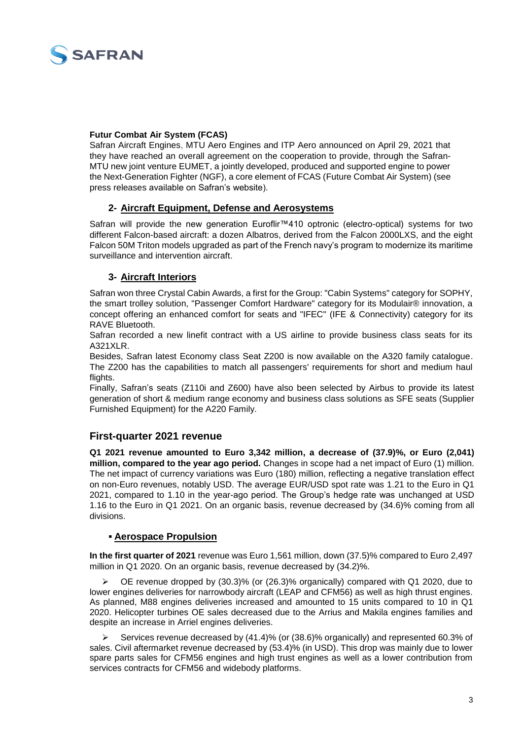**Futur Combat Air System (FCAS)**

Safran Aircraft Engines, MTU Aero Engines and ITP Aero announced on April 29, 2021 that they have reached an overall agreement on the cooperation to provide, through the Safran-MTU new joint venture EUMET, a jointly developed, produced and supported engine to power the Next-Generation Fighter (NGF), a core element of FCAS (Future Combat Air System) (see press releases available on Safran's website).

### 2- Aircraft Equipment, Defense and Aerosystems

Safran will provide the new generation Euroflir™410 optronic (electro-optical) systems for two different Falcon-based aircraft: a dozen Albatros, derived from the Falcon 2000LXS, and the eight Falcon 50M Triton models upgraded as part of the French navy's program to modernize its maritime surveillance and intervention aircraft.

### 3- Aircraft Interiors

Safran won three Crystal Cabin Awards, a first for the Group: "Cabin Systems" category for SOPHY, the smart trolley solution, "Passenger Comfort Hardware" category for its Modulair® innovation, a concept offering an enhanced comfort for seats and "IFEC" (IFE & Connectivity) category for its RAVE Bluetooth.

Safran recorded a new linefit contract with a US airline to provide business class seats for its A321XLR.

Besides, Safran latest Economy class Seat Z200 is now available on the A320 family catalogue. The Z200 has the capabilities to match all passengers' requirements for short and medium haul flights.

Finally, Safran's seats (Z110i and Z600) have also been selected by Airbus to provide its latest generation of short & medium range economy and business class solutions as SFE seats (Supplier Furnished Equipment) for the A220 Family.

## First-quarter 2021 revenue

**Q1 2021 revenue amounted to Euro 3,342 million, a decrease of (37.9)%, or Euro (2,041) million, compared to the year ago period.** Changes in scope had a net impact of Euro (1) million. The net impact of currency variations was Euro (180) million, reflecting a negative translation effect on non-Euro revenues, notably USD. The average EUR/USD spot rate was 1.21 to the Euro in Q1 2021, compared to 1.10 in the year-ago period. The Group's hedge rate was unchanged at USD 1.16 to the Euro in Q1 2021. On an organic basis, revenue decreased by (34.6)% coming from all divisions.

### ▪ Aerospace Propulsion

**In the first quarter of 2021** revenue was Euro 1,561 million, down (37.5)% compared to Euro 2,497 million in Q1 2020. On an organic basis, revenue decreased by (34.2)%.

- OE revenue dropped by (30.3)% (or (26.3)% organically) compared with Q1 2020, due to lower engines deliveries for narrowbody aircraft (LEAP and CFM56) as well as high thrust engines. As planned, M88 engines deliveries increased and amounted to 15 units compared to 10 in Q1 2020. Helicopter turbines OE sales decreased due to the Arrius and Makila engines families and despite an increase in Arriel engines deliveries.
- Services revenue decreased by (41.4)% (or (38.6)% organically) and represented 60.3% of sales. Civil aftermarket revenue decreased by (53.4)% (in USD). This drop was mainly due to lower spare parts sales for CFM56 engines and high trust engines as well as a lower contribution from services contracts for CFM56 and widebody platforms.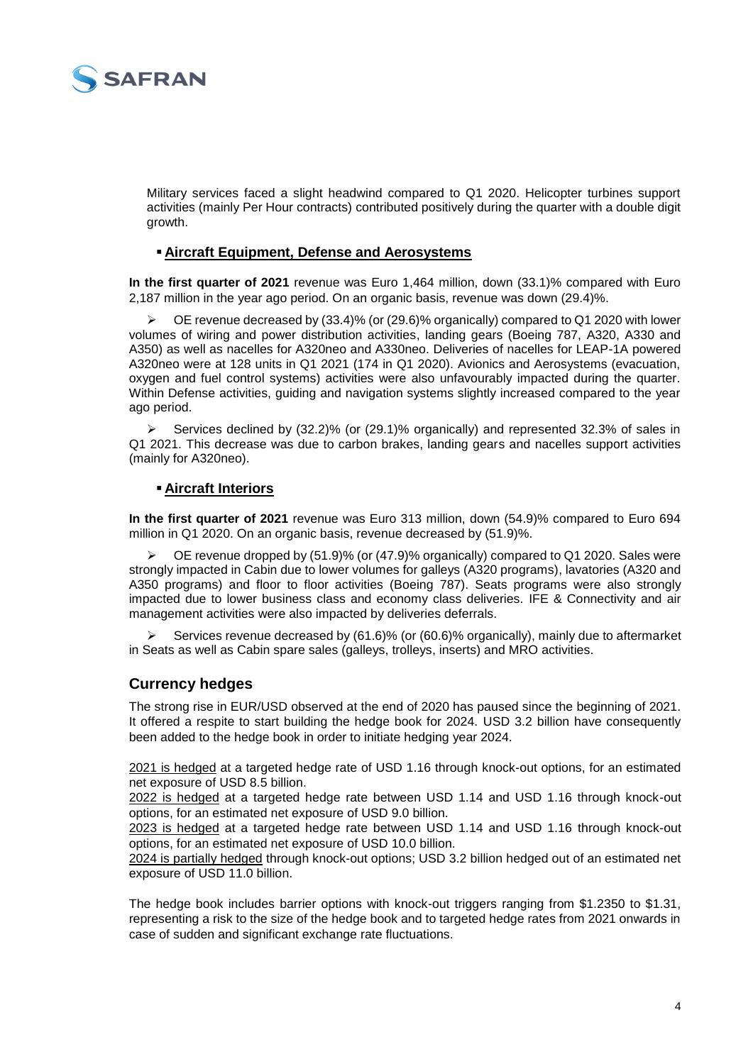Military services faced a slight headwind compared to Q1 2020. Helicopter turbines support activities (mainly Per Hour contracts) contributed positively during the quarter with a double digit growth.

- **Aircraft Equipment, Defense and Aerosystems**

**In the first quarter of 2021** revenue was Euro 1,464 million, down (33.1)% compared with Euro 2,187 million in the year ago period. On an organic basis, revenue was down (29.4)%.

- OE revenue decreased by (33.4)% (or (29.6)% organically) compared to Q1 2020 with lower volumes of wiring and power distribution activities, landing gears (Boeing 787, A320, A330 and A350) as well as nacelles for A320neo and A330neo. Deliveries of nacelles for LEAP-1A powered A320neo were at 128 units in Q1 2021 (174 in Q1 2020). Avionics and Aerosystems (evacuation, oxygen and fuel control systems) activities were also unfavourably impacted during the quarter. Within Defense activities, guiding and navigation systems slightly increased compared to the year ago period.
- Services declined by (32.2)% (or (29.1)% organically) and represented 32.3% of sales in Q1 2021. This decrease was due to carbon brakes, landing gears and nacelles support activities (mainly for A320neo).

- **Aircraft Interiors**

**In the first quarter of 2021** revenue was Euro 313 million, down (54.9)% compared to Euro 694 million in Q1 2020. On an organic basis, revenue decreased by (51.9)%.

- OE revenue dropped by (51.9)% (or (47.9)% organically) compared to Q1 2020. Sales were strongly impacted in Cabin due to lower volumes for galleys (A320 programs), lavatories (A320 and A350 programs) and floor to floor activities (Boeing 787). Seats programs were also strongly impacted due to lower business class and economy class deliveries. IFE & Connectivity and air management activities were also impacted by deliveries deferrals.
- Services revenue decreased by (61.6)% (or (60.6)% organically), mainly due to aftermarket in Seats as well as Cabin spare sales (galleys, trolleys, inserts) and MRO activities.

## Currency hedges

The strong rise in EUR/USD observed at the end of 2020 has paused since the beginning of 2021. It offered a respite to start building the hedge book for 2024. USD 3.2 billion have consequently been added to the hedge book in order to initiate hedging year 2024.

2021 is hedged at a targeted hedge rate of USD 1.16 through knock-out options, for an estimated net exposure of USD 8.5 billion.
2022 is hedged at a targeted hedge rate between USD 1.14 and USD 1.16 through knock-out options, for an estimated net exposure of USD 9.0 billion.
2023 is hedged at a targeted hedge rate between USD 1.14 and USD 1.16 through knock-out options, for an estimated net exposure of USD 10.0 billion.
2024 is partially hedged through knock-out options; USD 3.2 billion hedged out of an estimated net exposure of USD 11.0 billion.

The hedge book includes barrier options with knock-out triggers ranging from $1.2350 to $1.31, representing a risk to the size of the hedge book and to targeted hedge rates from 2021 onwards in case of sudden and significant exchange rate fluctuations.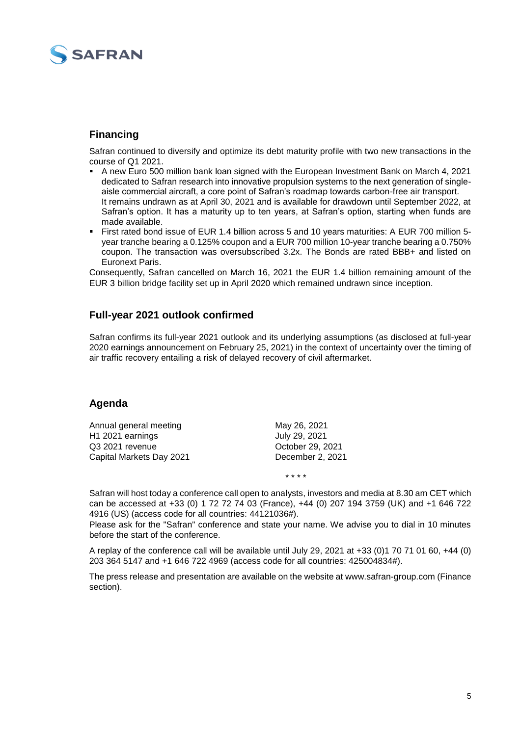## Financing

Safran continued to diversify and optimize its debt maturity profile with two new transactions in the course of Q1 2021.

- A new Euro 500 million bank loan signed with the European Investment Bank on March 4, 2021 dedicated to Safran research into innovative propulsion systems to the next generation of single-aisle commercial aircraft, a core point of Safran's roadmap towards carbon-free air transport. It remains undrawn as at April 30, 2021 and is available for drawdown until September 2022, at Safran's option. It has a maturity up to ten years, at Safran's option, starting when funds are made available.
- First rated bond issue of EUR 1.4 billion across 5 and 10 years maturities: A EUR 700 million 5-year tranche bearing a 0.125% coupon and a EUR 700 million 10-year tranche bearing a 0.750% coupon. The transaction was oversubscribed 3.2x. The Bonds are rated BBB+ and listed on Euronext Paris.

Consequently, Safran cancelled on March 16, 2021 the EUR 1.4 billion remaining amount of the EUR 3 billion bridge facility set up in April 2020 which remained undrawn since inception.

## Full-year 2021 outlook confirmed

Safran confirms its full-year 2021 outlook and its underlying assumptions (as disclosed at full-year 2020 earnings announcement on February 25, 2021) in the context of uncertainty over the timing of air traffic recovery entailing a risk of delayed recovery of civil aftermarket.

## Agenda

| | |
|---|---|
| Annual general meeting | May 26, 2021 |
| H1 2021 earnings | July 29, 2021 |
| Q3 2021 revenue | October 29, 2021 |
| Capital Markets Day 2021 | December 2, 2021 |

\* \* \* \*

Safran will host today a conference call open to analysts, investors and media at 8.30 am CET which can be accessed at +33 (0) 1 72 72 74 03 (France), +44 (0) 207 194 3759 (UK) and +1 646 722 4916 (US) (access code for all countries: 44121036#).

Please ask for the "Safran" conference and state your name. We advise you to dial in 10 minutes before the start of the conference.

A replay of the conference call will be available until July 29, 2021 at +33 (0)1 70 71 01 60, +44 (0) 203 364 5147 and +1 646 722 4969 (access code for all countries: 425004834#).

The press release and presentation are available on the website at www.safran-group.com (Finance section).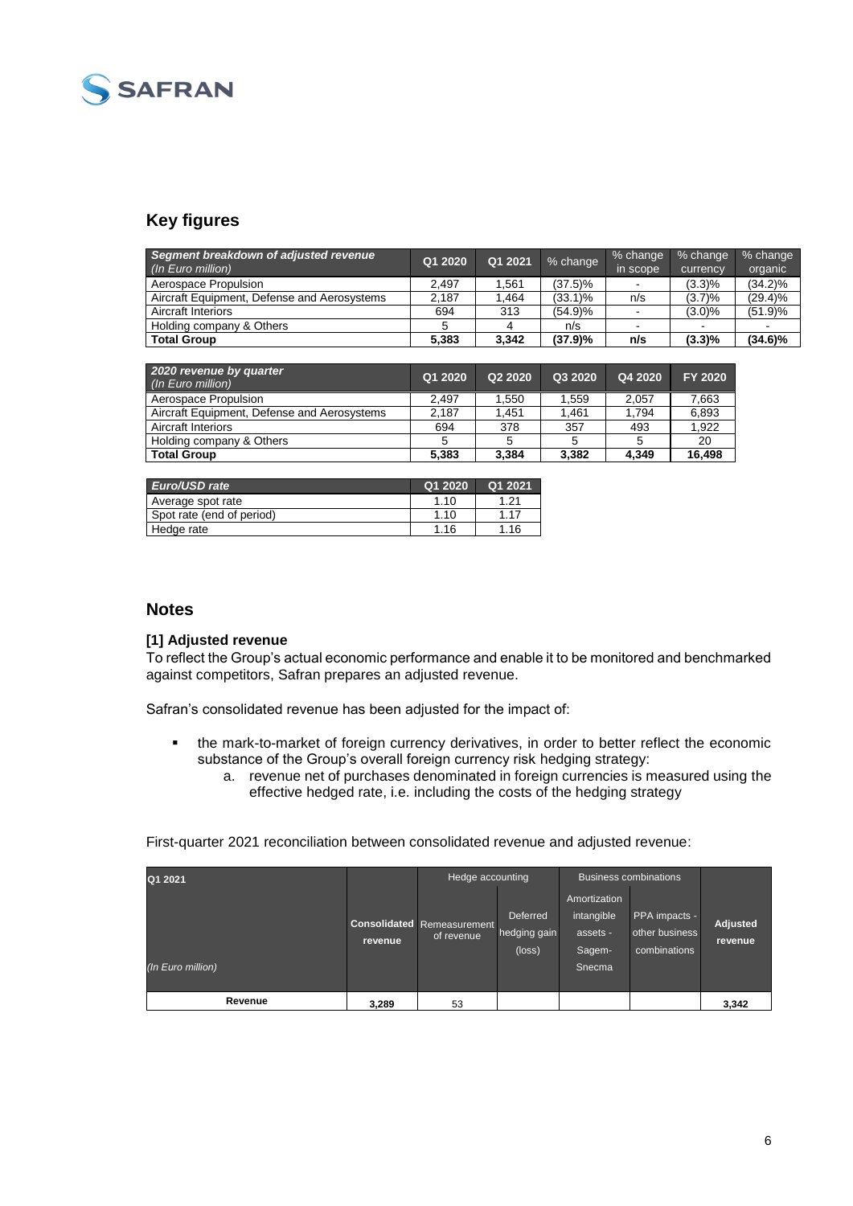## Key figures

| *Segment breakdown of adjusted revenue (In Euro million)* | Q1 2020 | Q1 2021 | % change | % change in scope | % change currency | % change organic |
|---|---|---|---|---|---|---|
| Aerospace Propulsion | 2,497 | 1,561 | (37.5)% | - | (3.3)% | (34.2)% |
| Aircraft Equipment, Defense and Aerosystems | 2,187 | 1,464 | (33.1)% | n/s | (3.7)% | (29.4)% |
| Aircraft Interiors | 694 | 313 | (54.9)% | - | (3.0)% | (51.9)% |
| Holding company & Others | 5 | 4 | n/s | - | - | - |
| **Total Group** | **5,383** | **3,342** | **(37.9)%** | **n/s** | **(3.3)%** | **(34.6)%** |

| *2020 revenue by quarter (In Euro million)* | Q1 2020 | Q2 2020 | Q3 2020 | Q4 2020 | FY 2020 |
|---|---|---|---|---|---|
| Aerospace Propulsion | 2,497 | 1,550 | 1,559 | 2,057 | 7,663 |
| Aircraft Equipment, Defense and Aerosystems | 2,187 | 1,451 | 1,461 | 1,794 | 6,893 |
| Aircraft Interiors | 694 | 378 | 357 | 493 | 1,922 |
| Holding company & Others | 5 | 5 | 5 | 5 | 20 |
| **Total Group** | **5,383** | **3,384** | **3,382** | **4,349** | **16,498** |

| *Euro/USD rate* | Q1 2020 | Q1 2021 |
|---|---|---|
| Average spot rate | 1.10 | 1.21 |
| Spot rate (end of period) | 1.10 | 1.17 |
| Hedge rate | 1.16 | 1.16 |

## Notes

### [1] Adjusted revenue

To reflect the Group's actual economic performance and enable it to be monitored and benchmarked against competitors, Safran prepares an adjusted revenue.

Safran's consolidated revenue has been adjusted for the impact of:

- the mark-to-market of foreign currency derivatives, in order to better reflect the economic substance of the Group's overall foreign currency risk hedging strategy:
  a. revenue net of purchases denominated in foreign currencies is measured using the effective hedged rate, i.e. including the costs of the hedging strategy

First-quarter 2021 reconciliation between consolidated revenue and adjusted revenue:

| Q1 2021 | | Hedge accounting | | Business combinations | | |
|---|---|---|---|---|---|---|
| *(In Euro million)* | **Consolidated revenue** | Remeasurement of revenue | Deferred hedging gain (loss) | Amortization intangible assets - Sagem-Snecma | PPA impacts - other business combinations | **Adjusted revenue** |
| **Revenue** | **3,289** | 53 | | | | **3,342** |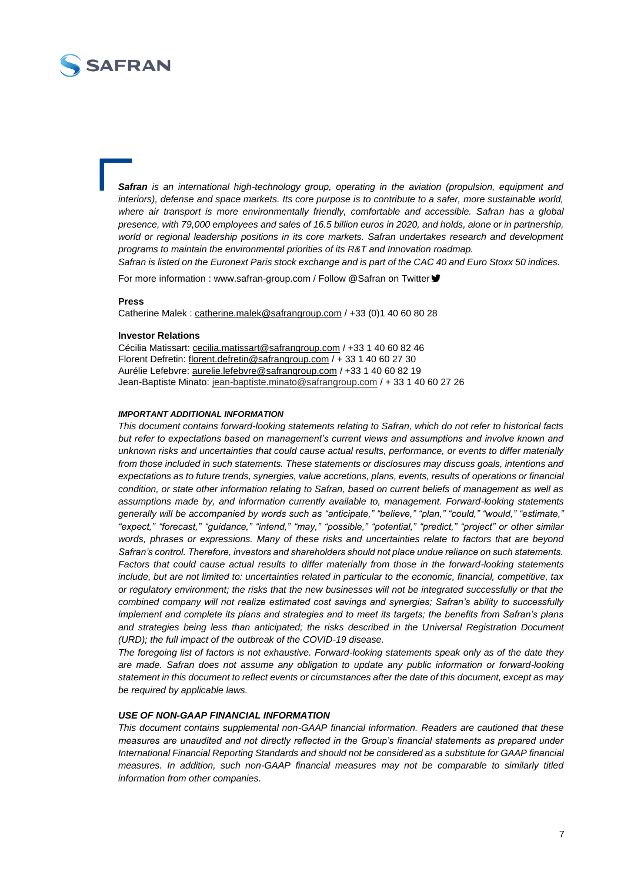***Safran*** *is an international high-technology group, operating in the aviation (propulsion, equipment and interiors), defense and space markets. Its core purpose is to contribute to a safer, more sustainable world, where air transport is more environmentally friendly, comfortable and accessible. Safran has a global presence, with 79,000 employees and sales of 16.5 billion euros in 2020, and holds, alone or in partnership, world or regional leadership positions in its core markets. Safran undertakes research and development programs to maintain the environmental priorities of its R&T and Innovation roadmap.*

*Safran is listed on the Euronext Paris stock exchange and is part of the CAC 40 and Euro Stoxx 50 indices.*

For more information : www.safran-group.com / Follow @Safran on Twitter

**Press**

Catherine Malek : catherine.malek@safrangroup.com / +33 (0)1 40 60 80 28

**Investor Relations**

Cécilia Matissart: cecilia.matissart@safrangroup.com / +33 1 40 60 82 46
Florent Defretin: florent.defretin@safrangroup.com / + 33 1 40 60 27 30
Aurélie Lefebvre: aurelie.lefebvre@safrangroup.com / +33 1 40 60 82 19
Jean-Baptiste Minato: jean-baptiste.minato@safrangroup.com / + 33 1 40 60 27 26

***IMPORTANT ADDITIONAL INFORMATION***

*This document contains forward-looking statements relating to Safran, which do not refer to historical facts but refer to expectations based on management's current views and assumptions and involve known and unknown risks and uncertainties that could cause actual results, performance, or events to differ materially from those included in such statements. These statements or disclosures may discuss goals, intentions and expectations as to future trends, synergies, value accretions, plans, events, results of operations or financial condition, or state other information relating to Safran, based on current beliefs of management as well as assumptions made by, and information currently available to, management. Forward-looking statements generally will be accompanied by words such as "anticipate," "believe," "plan," "could," "would," "estimate," "expect," "forecast," "guidance," "intend," "may," "possible," "potential," "predict," "project" or other similar words, phrases or expressions. Many of these risks and uncertainties relate to factors that are beyond Safran's control. Therefore, investors and shareholders should not place undue reliance on such statements. Factors that could cause actual results to differ materially from those in the forward-looking statements include, but are not limited to: uncertainties related in particular to the economic, financial, competitive, tax or regulatory environment; the risks that the new businesses will not be integrated successfully or that the combined company will not realize estimated cost savings and synergies; Safran's ability to successfully implement and complete its plans and strategies and to meet its targets; the benefits from Safran's plans and strategies being less than anticipated; the risks described in the Universal Registration Document (URD); the full impact of the outbreak of the COVID-19 disease.*

*The foregoing list of factors is not exhaustive. Forward-looking statements speak only as of the date they are made. Safran does not assume any obligation to update any public information or forward-looking statement in this document to reflect events or circumstances after the date of this document, except as may be required by applicable laws.*

***USE OF NON-GAAP FINANCIAL INFORMATION***

*This document contains supplemental non-GAAP financial information. Readers are cautioned that these measures are unaudited and not directly reflected in the Group's financial statements as prepared under International Financial Reporting Standards and should not be considered as a substitute for GAAP financial measures. In addition, such non-GAAP financial measures may not be comparable to similarly titled information from other companies.*